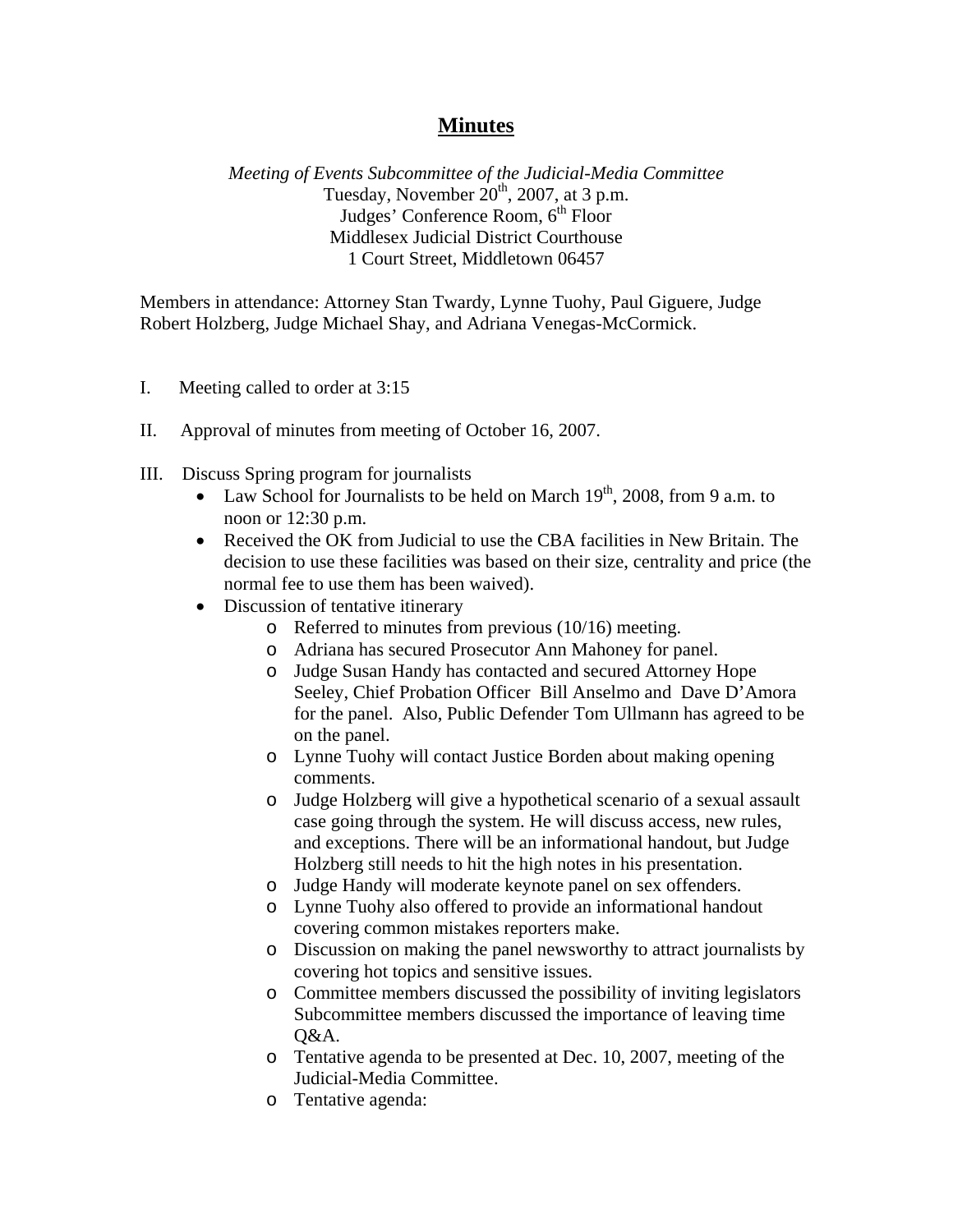# Minutes

*Meeting of Events Subcommittee of the Judicial-Media Committee*
Tuesday, November 20th, 2007, at 3 p.m.
Judges' Conference Room, 6th Floor
Middlesex Judicial District Courthouse
1 Court Street, Middletown 06457

Members in attendance: Attorney Stan Twardy, Lynne Tuohy, Paul Giguere, Judge Robert Holzberg, Judge Michael Shay, and Adriana Venegas-McCormick.

I. Meeting called to order at 3:15

II. Approval of minutes from meeting of October 16, 2007.

III. Discuss Spring program for journalists

- Law School for Journalists to be held on March 19th, 2008, from 9 a.m. to noon or 12:30 p.m.
- Received the OK from Judicial to use the CBA facilities in New Britain. The decision to use these facilities was based on their size, centrality and price (the normal fee to use them has been waived).
- Discussion of tentative itinerary
  - Referred to minutes from previous (10/16) meeting.
  - Adriana has secured Prosecutor Ann Mahoney for panel.
  - Judge Susan Handy has contacted and secured Attorney Hope Seeley, Chief Probation Officer Bill Anselmo and Dave D'Amora for the panel. Also, Public Defender Tom Ullmann has agreed to be on the panel.
  - Lynne Tuohy will contact Justice Borden about making opening comments.
  - Judge Holzberg will give a hypothetical scenario of a sexual assault case going through the system. He will discuss access, new rules, and exceptions. There will be an informational handout, but Judge Holzberg still needs to hit the high notes in his presentation.
  - Judge Handy will moderate keynote panel on sex offenders.
  - Lynne Tuohy also offered to provide an informational handout covering common mistakes reporters make.
  - Discussion on making the panel newsworthy to attract journalists by covering hot topics and sensitive issues.
  - Committee members discussed the possibility of inviting legislators Subcommittee members discussed the importance of leaving time Q&A.
  - Tentative agenda to be presented at Dec. 10, 2007, meeting of the Judicial-Media Committee.
  - Tentative agenda: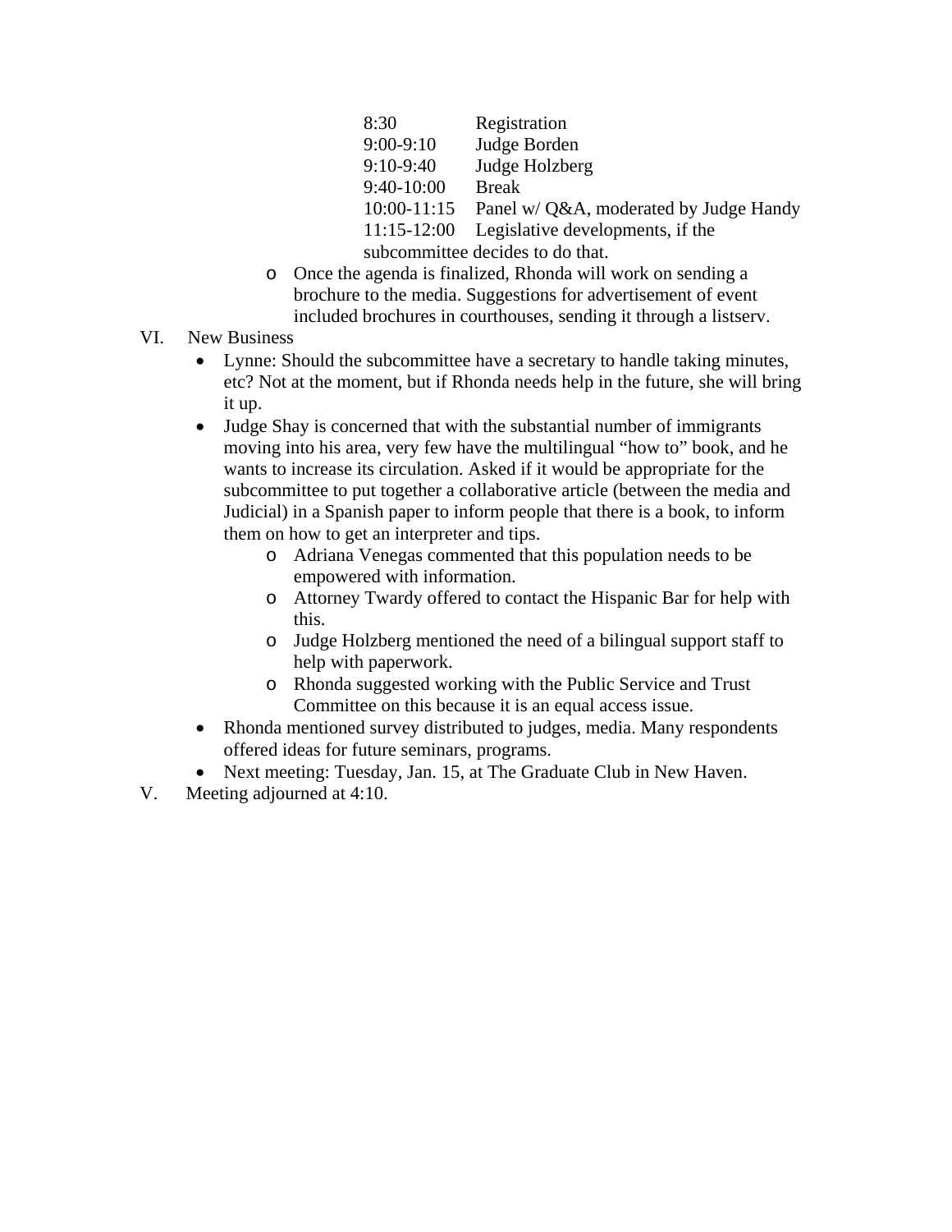| | |
|---|---|
| 8:30 | Registration |
| 9:00-9:10 | Judge Borden |
| 9:10-9:40 | Judge Holzberg |
| 9:40-10:00 | Break |
| 10:00-11:15 | Panel w/ Q&A, moderated by Judge Handy |
| 11:15-12:00 | Legislative developments, if the subcommittee decides to do that. |

  - Once the agenda is finalized, Rhonda will work on sending a brochure to the media. Suggestions for advertisement of event included brochures in courthouses, sending it through a listserv.

VI. New Business

- Lynne: Should the subcommittee have a secretary to handle taking minutes, etc? Not at the moment, but if Rhonda needs help in the future, she will bring it up.
- Judge Shay is concerned that with the substantial number of immigrants moving into his area, very few have the multilingual "how to" book, and he wants to increase its circulation. Asked if it would be appropriate for the subcommittee to put together a collaborative article (between the media and Judicial) in a Spanish paper to inform people that there is a book, to inform them on how to get an interpreter and tips.
  - Adriana Venegas commented that this population needs to be empowered with information.
  - Attorney Twardy offered to contact the Hispanic Bar for help with this.
  - Judge Holzberg mentioned the need of a bilingual support staff to help with paperwork.
  - Rhonda suggested working with the Public Service and Trust Committee on this because it is an equal access issue.
- Rhonda mentioned survey distributed to judges, media. Many respondents offered ideas for future seminars, programs.
- Next meeting: Tuesday, Jan. 15, at The Graduate Club in New Haven.

V. Meeting adjourned at 4:10.